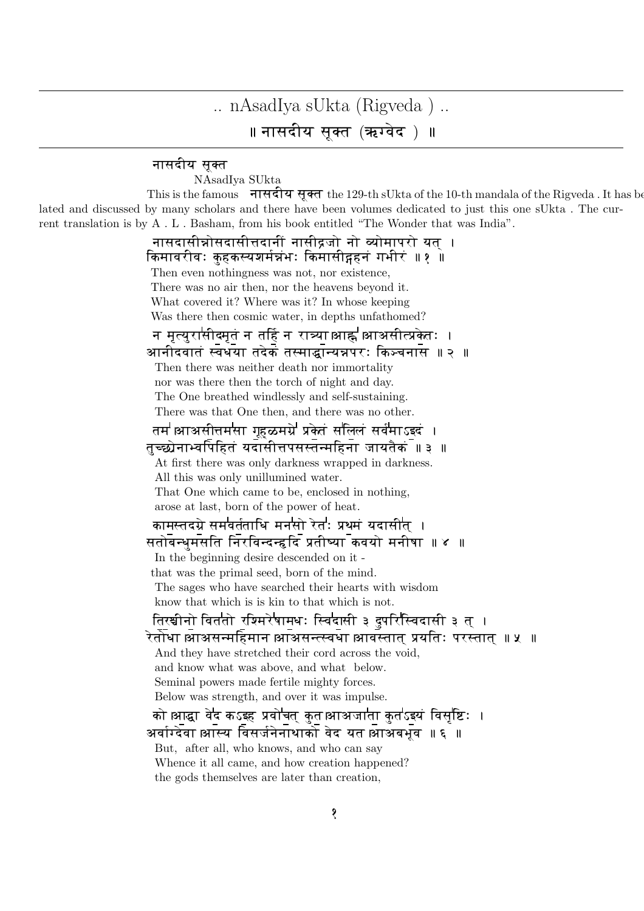# .. nAsadIya sUkta (Rigveda ) ..

# ॥ नासदीय सूक्त (ऋग्वेद ) ॥

नासदीय सूक्त

NAsadIya SUkta

This is the famous **नासदीय सूक्त** the 129-th sUkta of the 10-th mandala of the Rigveda . It has been translated and discussed by many scholars and there have been volumes dedicated to just this one sUkta . The current translation is by A . L . Basham, from his book entitled "The Wonder that was India".

नासदासीन्नोसदासीत्तदानीं नासीद्रजो नो व्योमापरो यत् ।
किमावरीवः कुहकस्यशर्मन्नंभः किमासीद्गहनं गभीरं ॥ १ ॥

Then even nothingness was not, nor existence,
There was no air then, nor the heavens beyond it.
What covered it? Where was it? In whose keeping
Was there then cosmic water, in depths unfathomed?

न मृत्युरासीदमृतं न तर्हि न रात्र्या आह्न आसीत्प्रकेतः ।
आनीदवातं स्वधया तदेकं तस्माद्धान्यन्नपरः किञ्चनास ॥ २ ॥

Then there was neither death nor immortality
nor was there then the torch of night and day.
The One breathed windlessly and self-sustaining.
There was that One then, and there was no other.

तम आसीत्तमसा गूहळमग्रे प्रकेतं सलिलं सर्वमाऽइदं ।
तुच्छ्येनाभ्वपिहितं यदासीत्तपसस्तन्महिना जायतैकं ॥ ३ ॥

At first there was only darkness wrapped in darkness.
All this was only unillumined water.
That One which came to be, enclosed in nothing,
arose at last, born of the power of heat.

कामस्तदग्रे समवर्तताधि मनसो रेतः प्रथमं यदासीत् ।
सतोबन्धुमसति निरविन्दन्हृदि प्रतीष्या कवयो मनीषा ॥ ४ ॥

In the beginning desire descended on it -
that was the primal seed, born of the mind.
The sages who have searched their hearts with wisdom
know that which is is kin to that which is not.

तिरश्चीनो विततो रश्मिरेषामधः स्विदासी ३ दुपरिस्विदासी ३ त् ।
रेतोधा आसन्महिमान आसन्त्स्वधा आवस्तात् प्रयतिः परस्तात् ॥ ५ ॥

And they have stretched their cord across the void,
and know what was above, and what below.
Seminal powers made fertile mighty forces.
Below was strength, and over it was impulse.

को आद्धा वेद कऽइह प्रवोचत् कुत आजाता कुतऽइयं विसृष्टिः ।
अर्वाग्देवा अस्य विसर्जनेनाथाको वेद यत आबभूव ॥ ६ ॥

But, after all, who knows, and who can say
Whence it all came, and how creation happened?
the gods themselves are later than creation,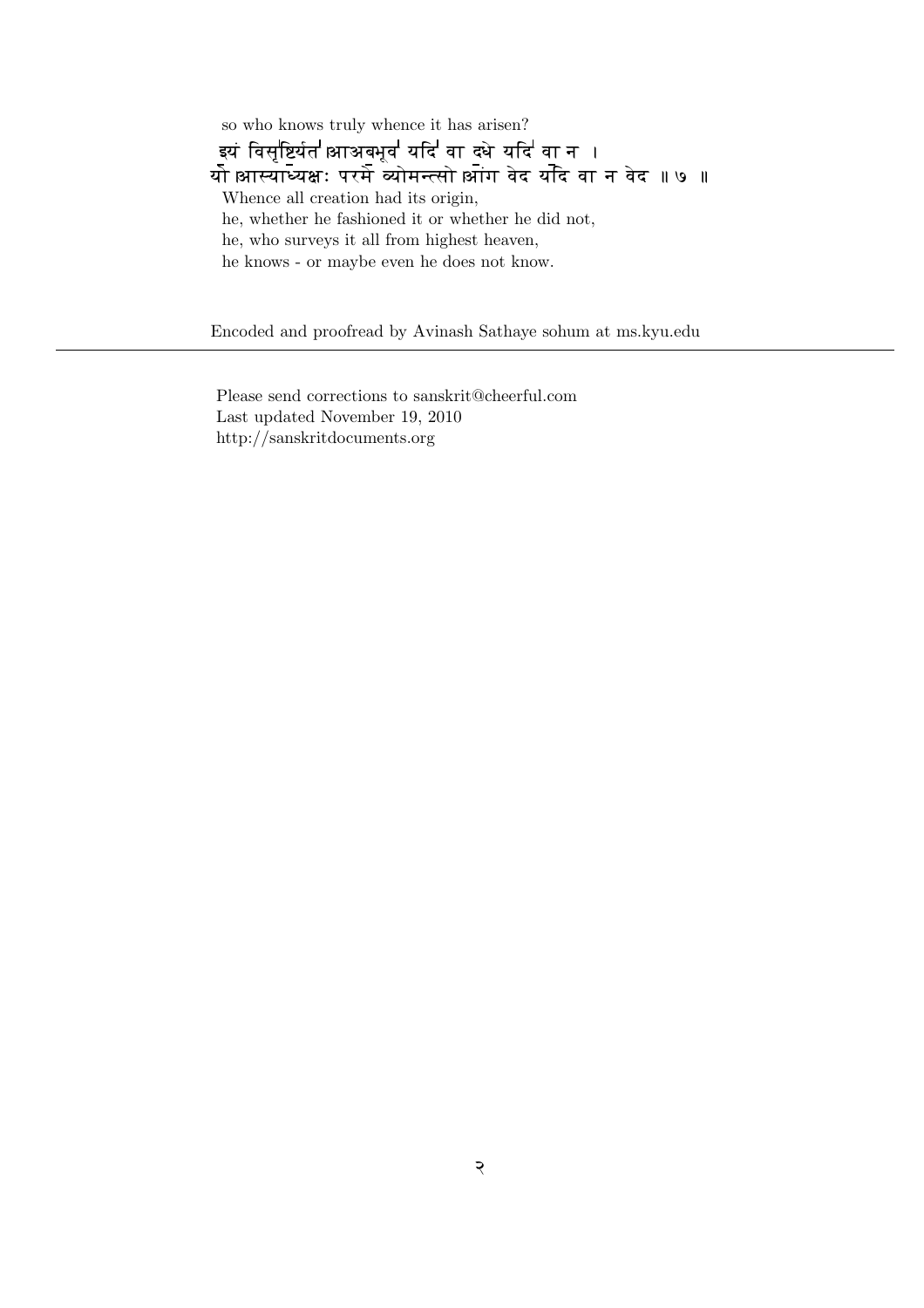so who knows truly whence it has arisen?

इयं विसृष्टिर्यत आबभूव यदि वा दधे यदि वा न ।
यो अस्याध्यक्षः परमे व्योमन्त्सो अंग वेद यदि वा न वेद ॥ ७ ॥

Whence all creation had its origin,
he, whether he fashioned it or whether he did not,
he, who surveys it all from highest heaven,
he knows - or maybe even he does not know.

Encoded and proofread by Avinash Sathaye sohum at ms.kyu.edu

---

Please send corrections to sanskrit@cheerful.com
Last updated November 19, 2010
http://sanskritdocuments.org